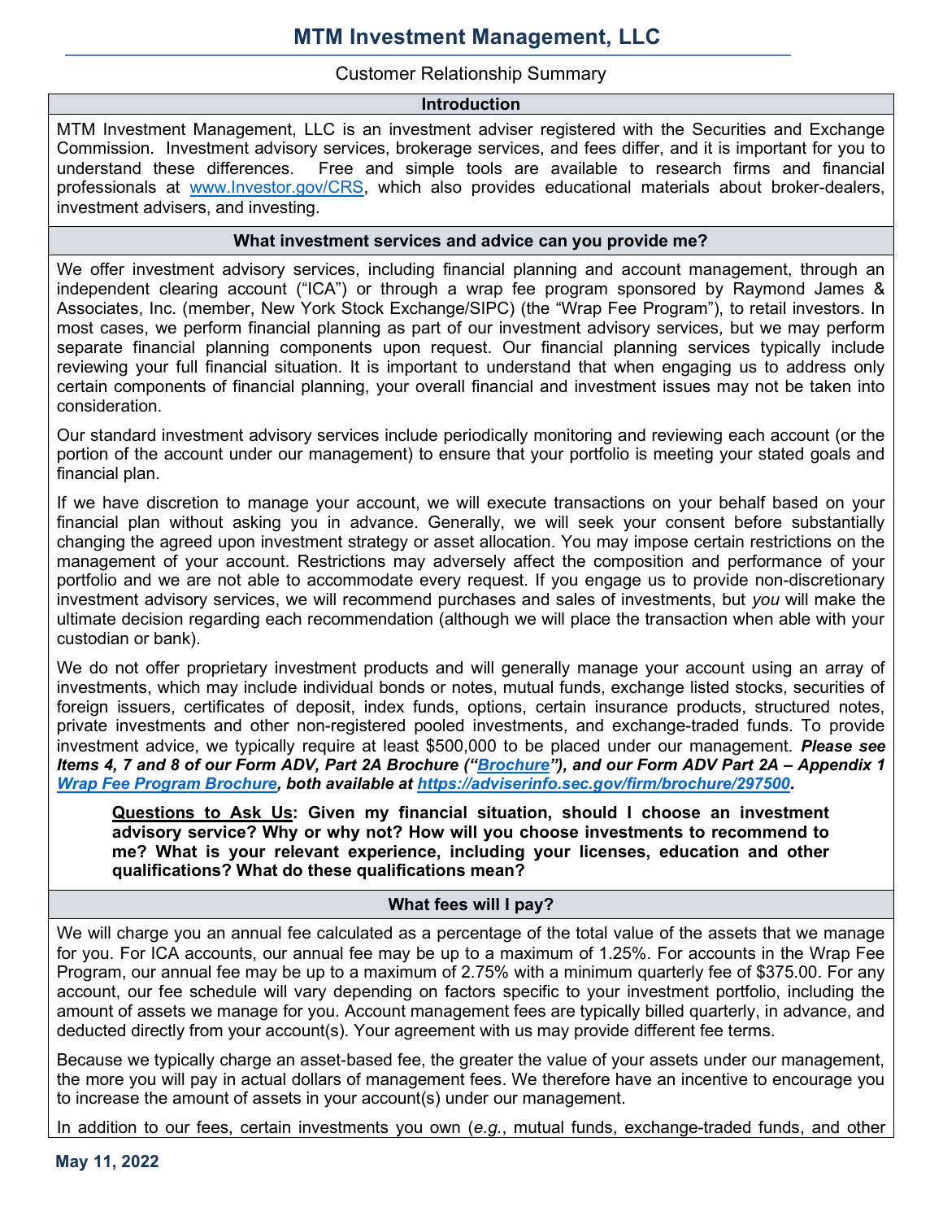# MTM Investment Management, LLC

Customer Relationship Summary

## Introduction

MTM Investment Management, LLC is an investment adviser registered with the Securities and Exchange Commission. Investment advisory services, brokerage services, and fees differ, and it is important for you to understand these differences. Free and simple tools are available to research firms and financial professionals at [www.Investor.gov/CRS](http://www.Investor.gov/CRS), which also provides educational materials about broker-dealers, investment advisers, and investing.

## What investment services and advice can you provide me?

We offer investment advisory services, including financial planning and account management, through an independent clearing account ("ICA") or through a wrap fee program sponsored by Raymond James & Associates, Inc. (member, New York Stock Exchange/SIPC) (the "Wrap Fee Program"), to retail investors. In most cases, we perform financial planning as part of our investment advisory services, but we may perform separate financial planning components upon request. Our financial planning services typically include reviewing your full financial situation. It is important to understand that when engaging us to address only certain components of financial planning, your overall financial and investment issues may not be taken into consideration.

Our standard investment advisory services include periodically monitoring and reviewing each account (or the portion of the account under our management) to ensure that your portfolio is meeting your stated goals and financial plan.

If we have discretion to manage your account, we will execute transactions on your behalf based on your financial plan without asking you in advance. Generally, we will seek your consent before substantially changing the agreed upon investment strategy or asset allocation. You may impose certain restrictions on the management of your account. Restrictions may adversely affect the composition and performance of your portfolio and we are not able to accommodate every request. If you engage us to provide non-discretionary investment advisory services, we will recommend purchases and sales of investments, but *you* will make the ultimate decision regarding each recommendation (although we will place the transaction when able with your custodian or bank).

We do not offer proprietary investment products and will generally manage your account using an array of investments, which may include individual bonds or notes, mutual funds, exchange listed stocks, securities of foreign issuers, certificates of deposit, index funds, options, certain insurance products, structured notes, private investments and other non-registered pooled investments, and exchange-traded funds. To provide investment advice, we typically require at least $500,000 to be placed under our management. ***Please see Items 4, 7 and 8 of our Form ADV, Part 2A Brochure ("[Brochure]"), and our Form ADV Part 2A – Appendix 1 [Wrap Fee Program Brochure], both available at [https://adviserinfo.sec.gov/firm/brochure/297500](https://adviserinfo.sec.gov/firm/brochure/297500).***

> **__Questions to Ask Us__: Given my financial situation, should I choose an investment advisory service? Why or why not? How will you choose investments to recommend to me? What is your relevant experience, including your licenses, education and other qualifications? What do these qualifications mean?**

## What fees will I pay?

We will charge you an annual fee calculated as a percentage of the total value of the assets that we manage for you. For ICA accounts, our annual fee may be up to a maximum of 1.25%. For accounts in the Wrap Fee Program, our annual fee may be up to a maximum of 2.75% with a minimum quarterly fee of $375.00. For any account, our fee schedule will vary depending on factors specific to your investment portfolio, including the amount of assets we manage for you. Account management fees are typically billed quarterly, in advance, and deducted directly from your account(s). Your agreement with us may provide different fee terms.

Because we typically charge an asset-based fee, the greater the value of your assets under our management, the more you will pay in actual dollars of management fees. We therefore have an incentive to encourage you to increase the amount of assets in your account(s) under our management.

In addition to our fees, certain investments you own (*e.g.*, mutual funds, exchange-traded funds, and other

**May 11, 2022**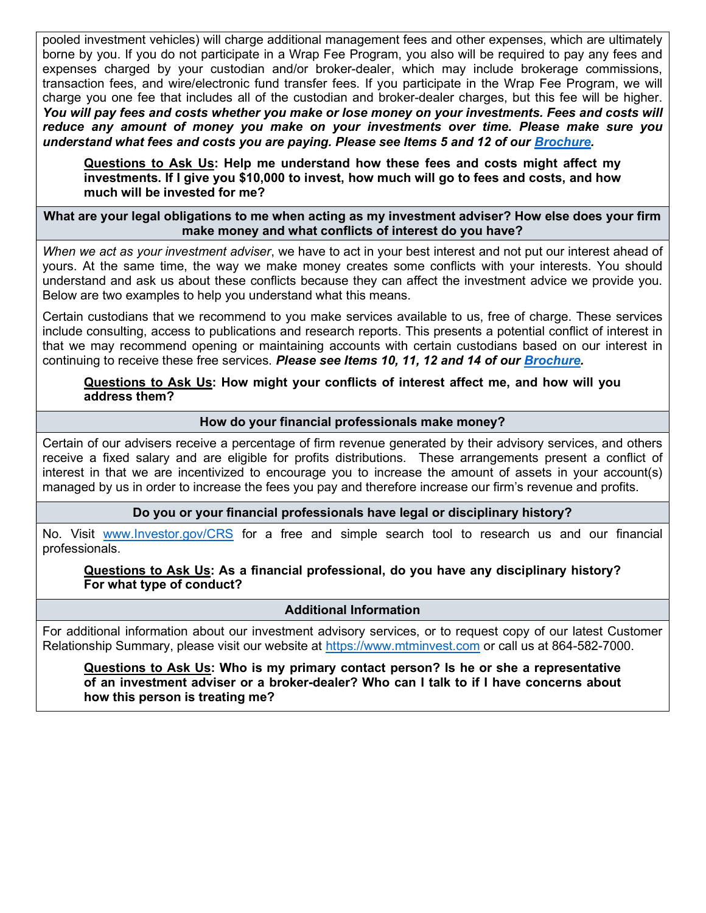pooled investment vehicles) will charge additional management fees and other expenses, which are ultimately borne by you. If you do not participate in a Wrap Fee Program, you also will be required to pay any fees and expenses charged by your custodian and/or broker-dealer, which may include brokerage commissions, transaction fees, and wire/electronic fund transfer fees. If you participate in the Wrap Fee Program, we will charge you one fee that includes all of the custodian and broker-dealer charges, but this fee will be higher. ***You will pay fees and costs whether you make or lose money on your investments. Fees and costs will reduce any amount of money you make on your investments over time. Please make sure you understand what fees and costs you are paying. Please see Items 5 and 12 of our [Brochure](#).***

> **Questions to Ask Us: Help me understand how these fees and costs might affect my investments. If I give you $10,000 to invest, how much will go to fees and costs, and how much will be invested for me?**

## What are your legal obligations to me when acting as my investment adviser? How else does your firm make money and what conflicts of interest do you have?

*When we act as your investment adviser*, we have to act in your best interest and not put our interest ahead of yours. At the same time, the way we make money creates some conflicts with your interests. You should understand and ask us about these conflicts because they can affect the investment advice we provide you. Below are two examples to help you understand what this means.

Certain custodians that we recommend to you make services available to us, free of charge. These services include consulting, access to publications and research reports. This presents a potential conflict of interest in that we may recommend opening or maintaining accounts with certain custodians based on our interest in continuing to receive these free services. ***Please see Items 10, 11, 12 and 14 of our [Brochure](#).***

> **Questions to Ask Us: How might your conflicts of interest affect me, and how will you address them?**

## How do your financial professionals make money?

Certain of our advisers receive a percentage of firm revenue generated by their advisory services, and others receive a fixed salary and are eligible for profits distributions. These arrangements present a conflict of interest in that we are incentivized to encourage you to increase the amount of assets in your account(s) managed by us in order to increase the fees you pay and therefore increase our firm's revenue and profits.

## Do you or your financial professionals have legal or disciplinary history?

No. Visit www.Investor.gov/CRS for a free and simple search tool to research us and our financial professionals.

> **Questions to Ask Us: As a financial professional, do you have any disciplinary history? For what type of conduct?**

## Additional Information

For additional information about our investment advisory services, or to request copy of our latest Customer Relationship Summary, please visit our website at https://www.mtminvest.com or call us at 864-582-7000.

> **Questions to Ask Us: Who is my primary contact person? Is he or she a representative of an investment adviser or a broker-dealer? Who can I talk to if I have concerns about how this person is treating me?**